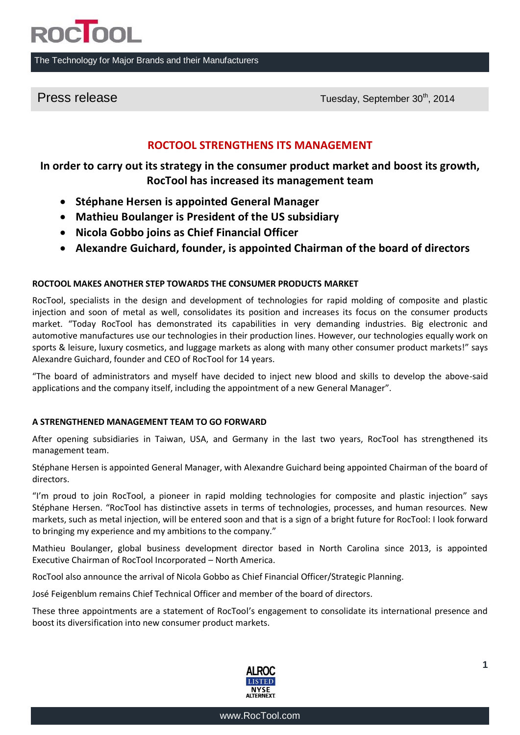ROCTOOL

The Technology for Major Brands and their Manufacturers

Press release

Tuesday, September 30th, 2014

# ROCTOOL STRENGTHENS ITS MANAGEMENT

## In order to carry out its strategy in the consumer product market and boost its growth, RocTool has increased its management team

- **Stéphane Hersen is appointed General Manager**
- **Mathieu Boulanger is President of the US subsidiary**
- **Nicola Gobbo joins as Chief Financial Officer**
- **Alexandre Guichard, founder, is appointed Chairman of the board of directors**

### ROCTOOL MAKES ANOTHER STEP TOWARDS THE CONSUMER PRODUCTS MARKET

RocTool, specialists in the design and development of technologies for rapid molding of composite and plastic injection and soon of metal as well, consolidates its position and increases its focus on the consumer products market. "Today RocTool has demonstrated its capabilities in very demanding industries. Big electronic and automotive manufactures use our technologies in their production lines. However, our technologies equally work on sports & leisure, luxury cosmetics, and luggage markets as along with many other consumer product markets!" says Alexandre Guichard, founder and CEO of RocTool for 14 years.

"The board of administrators and myself have decided to inject new blood and skills to develop the above-said applications and the company itself, including the appointment of a new General Manager".

### A STRENGTHENED MANAGEMENT TEAM TO GO FORWARD

After opening subsidiaries in Taiwan, USA, and Germany in the last two years, RocTool has strengthened its management team.

Stéphane Hersen is appointed General Manager, with Alexandre Guichard being appointed Chairman of the board of directors.

"I'm proud to join RocTool, a pioneer in rapid molding technologies for composite and plastic injection" says Stéphane Hersen. "RocTool has distinctive assets in terms of technologies, processes, and human resources. New markets, such as metal injection, will be entered soon and that is a sign of a bright future for RocTool: I look forward to bringing my experience and my ambitions to the company."

Mathieu Boulanger, global business development director based in North Carolina since 2013, is appointed Executive Chairman of RocTool Incorporated – North America.

RocTool also announce the arrival of Nicola Gobbo as Chief Financial Officer/Strategic Planning.

José Feigenblum remains Chief Technical Officer and member of the board of directors.

These three appointments are a statement of RocTool's engagement to consolidate its international presence and boost its diversification into new consumer product markets.

ALROC LISTED NYSE ALTERNEXT

www.RocTool.com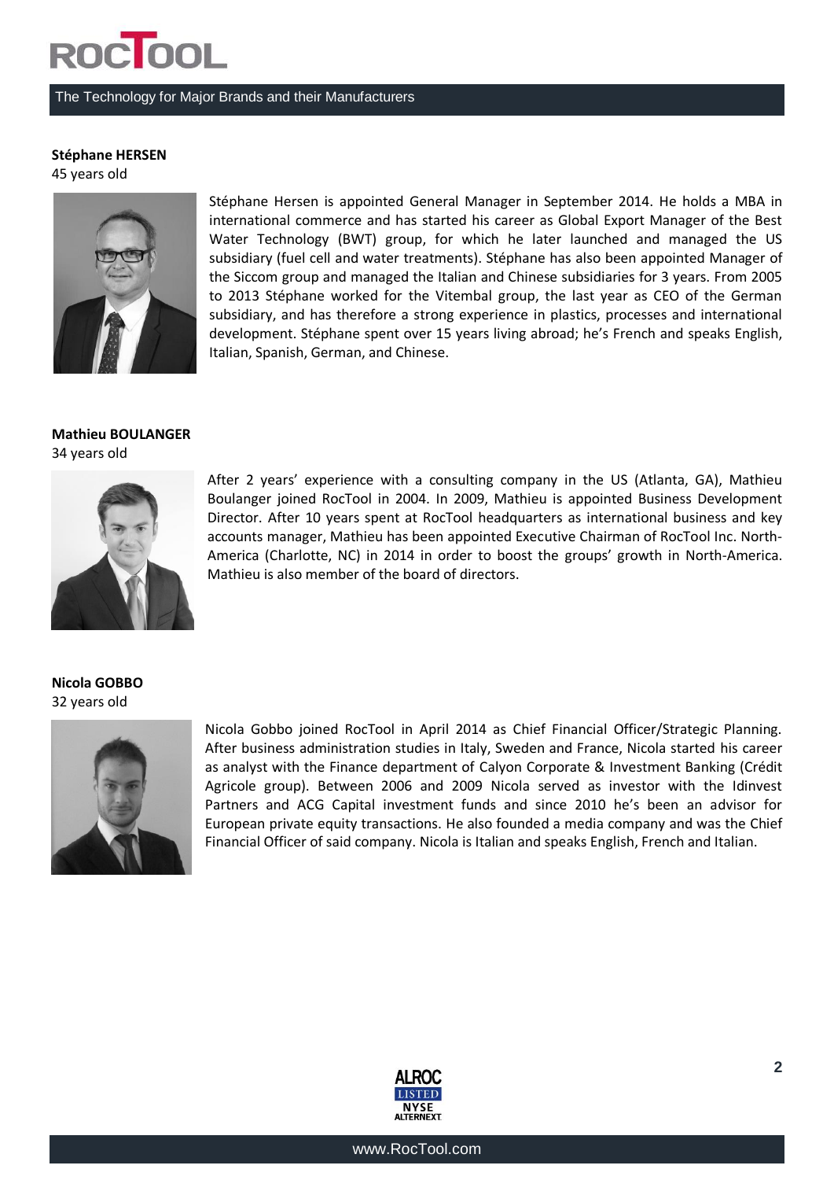**Stéphane HERSEN**
45 years old

Stéphane Hersen is appointed General Manager in September 2014. He holds a MBA in international commerce and has started his career as Global Export Manager of the Best Water Technology (BWT) group, for which he later launched and managed the US subsidiary (fuel cell and water treatments). Stéphane has also been appointed Manager of the Siccom group and managed the Italian and Chinese subsidiaries for 3 years. From 2005 to 2013 Stéphane worked for the Vitembal group, the last year as CEO of the German subsidiary, and has therefore a strong experience in plastics, processes and international development. Stéphane spent over 15 years living abroad; he's French and speaks English, Italian, Spanish, German, and Chinese.

**Mathieu BOULANGER**
34 years old

After 2 years' experience with a consulting company in the US (Atlanta, GA), Mathieu Boulanger joined RocTool in 2004. In 2009, Mathieu is appointed Business Development Director. After 10 years spent at RocTool headquarters as international business and key accounts manager, Mathieu has been appointed Executive Chairman of RocTool Inc. North-America (Charlotte, NC) in 2014 in order to boost the groups' growth in North-America. Mathieu is also member of the board of directors.

**Nicola GOBBO**
32 years old

Nicola Gobbo joined RocTool in April 2014 as Chief Financial Officer/Strategic Planning. After business administration studies in Italy, Sweden and France, Nicola started his career as analyst with the Finance department of Calyon Corporate & Investment Banking (Crédit Agricole group). Between 2006 and 2009 Nicola served as investor with the Idinvest Partners and ACG Capital investment funds and since 2010 he's been an advisor for European private equity transactions. He also founded a media company and was the Chief Financial Officer of said company. Nicola is Italian and speaks English, French and Italian.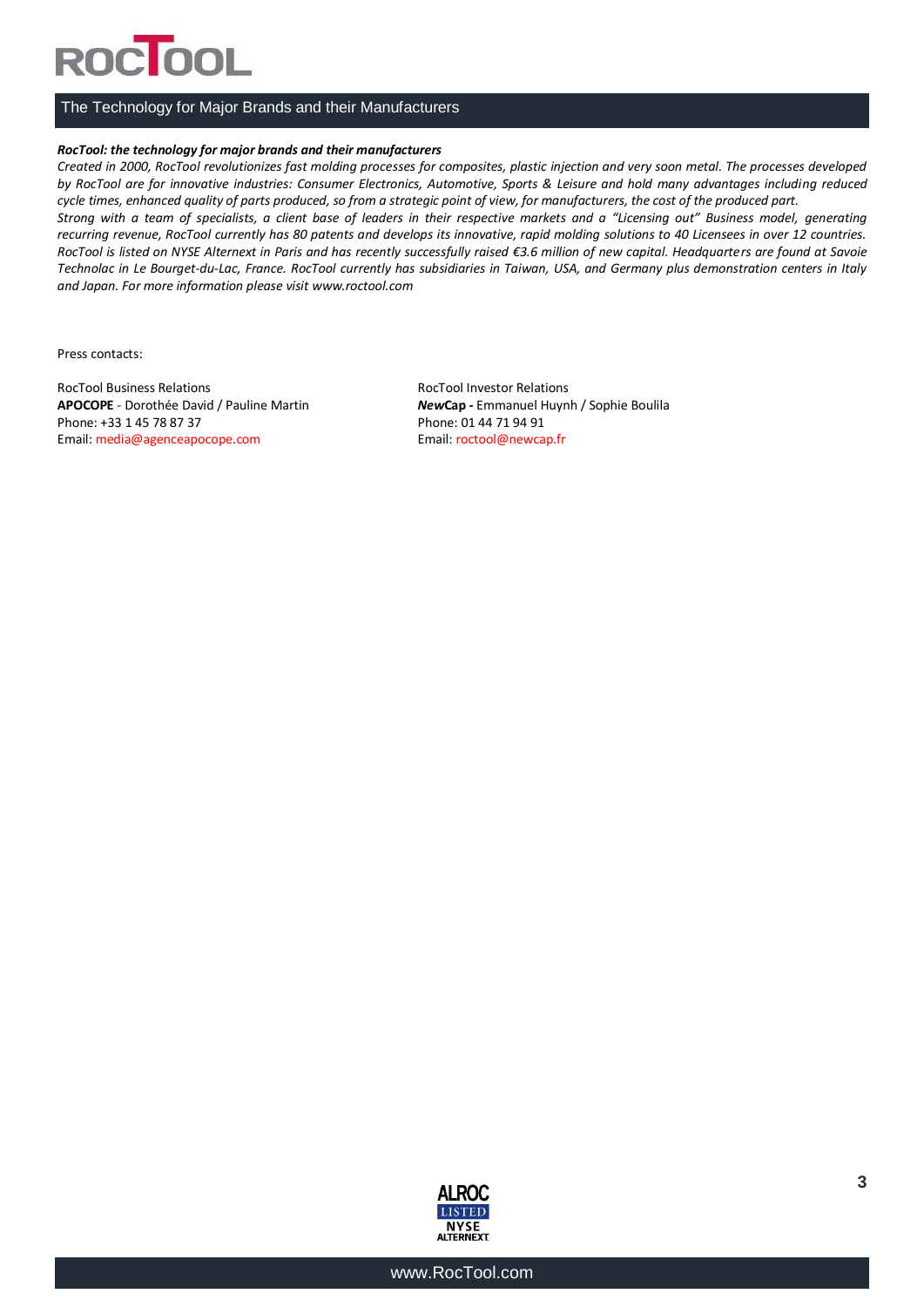***RocTool: the technology for major brands and their manufacturers***

*Created in 2000, RocTool revolutionizes fast molding processes for composites, plastic injection and very soon metal. The processes developed by RocTool are for innovative industries: Consumer Electronics, Automotive, Sports & Leisure and hold many advantages including reduced cycle times, enhanced quality of parts produced, so from a strategic point of view, for manufacturers, the cost of the produced part.*

*Strong with a team of specialists, a client base of leaders in their respective markets and a "Licensing out" Business model, generating recurring revenue, RocTool currently has 80 patents and develops its innovative, rapid molding solutions to 40 Licensees in over 12 countries. RocTool is listed on NYSE Alternext in Paris and has recently successfully raised €3.6 million of new capital. Headquarters are found at Savoie Technolac in Le Bourget-du-Lac, France. RocTool currently has subsidiaries in Taiwan, USA, and Germany plus demonstration centers in Italy and Japan. For more information please visit www.roctool.com*

Press contacts:

RocTool Business Relations
**APOCOPE** - Dorothée David / Pauline Martin
Phone: +33 1 45 78 87 37
Email: media@agenceapocope.com

RocTool Investor Relations
***NewCap -*** Emmanuel Huynh / Sophie Boulila
Phone: 01 44 71 94 91
Email: roctool@newcap.fr

ALROC
LISTED
NYSE
ALTERNEXT